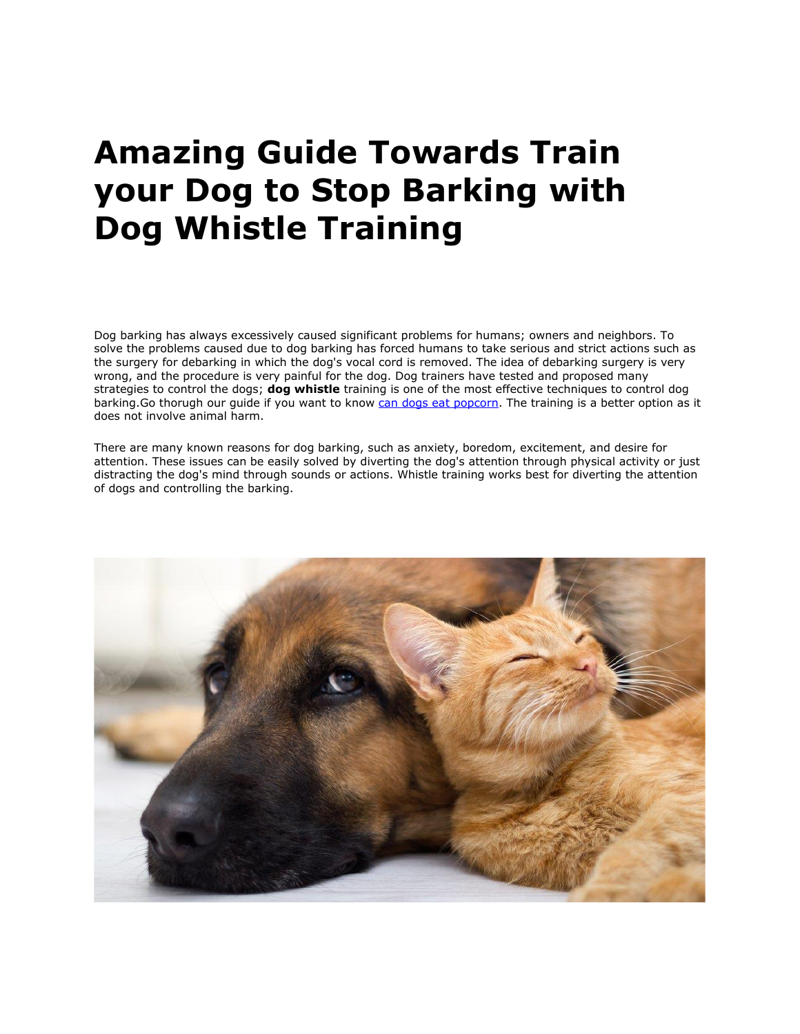# Amazing Guide Towards Train your Dog to Stop Barking with Dog Whistle Training

Dog barking has always excessively caused significant problems for humans; owners and neighbors. To solve the problems caused due to dog barking has forced humans to take serious and strict actions such as the surgery for debarking in which the dog's vocal cord is removed. The idea of debarking surgery is very wrong, and the procedure is very painful for the dog. Dog trainers have tested and proposed many strategies to control the dogs; **dog whistle** training is one of the most effective techniques to control dog barking.Go thorugh our guide if you want to know [can dogs eat popcorn](). The training is a better option as it does not involve animal harm.

There are many known reasons for dog barking, such as anxiety, boredom, excitement, and desire for attention. These issues can be easily solved by diverting the dog's attention through physical activity or just distracting the dog's mind through sounds or actions. Whistle training works best for diverting the attention of dogs and controlling the barking.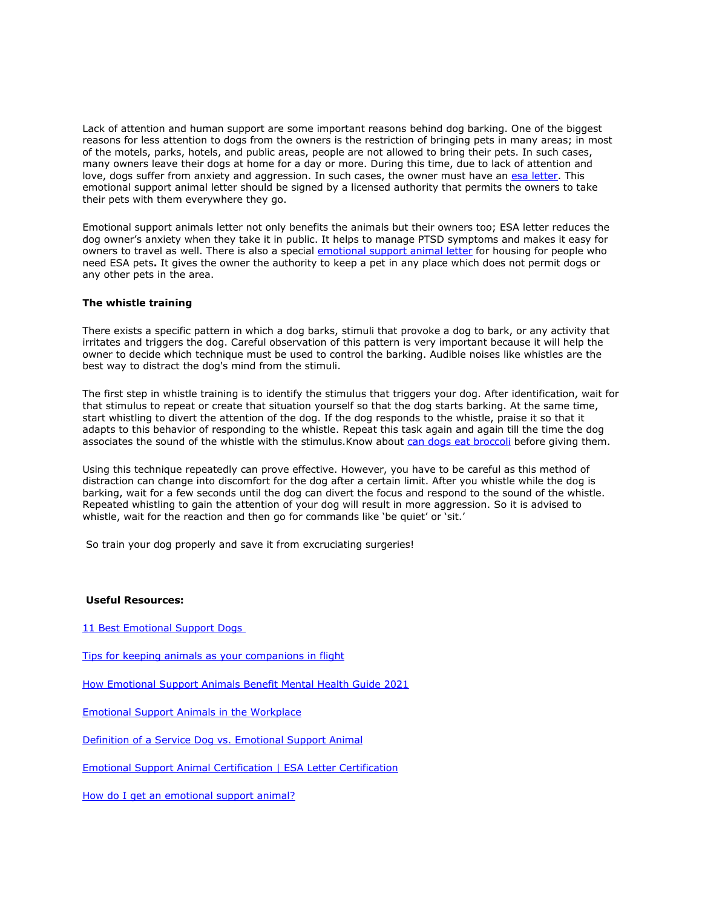Lack of attention and human support are some important reasons behind dog barking. One of the biggest reasons for less attention to dogs from the owners is the restriction of bringing pets in many areas; in most of the motels, parks, hotels, and public areas, people are not allowed to bring their pets. In such cases, many owners leave their dogs at home for a day or more. During this time, due to lack of attention and love, dogs suffer from anxiety and aggression. In such cases, the owner must have an [esa letter](). This emotional support animal letter should be signed by a licensed authority that permits the owners to take their pets with them everywhere they go.

Emotional support animals letter not only benefits the animals but their owners too; ESA letter reduces the dog owner's anxiety when they take it in public. It helps to manage PTSD symptoms and makes it easy for owners to travel as well. There is also a special [emotional support animal letter]() for housing for people who need ESA pets**.** It gives the owner the authority to keep a pet in any place which does not permit dogs or any other pets in the area.

**The whistle training**

There exists a specific pattern in which a dog barks, stimuli that provoke a dog to bark, or any activity that irritates and triggers the dog. Careful observation of this pattern is very important because it will help the owner to decide which technique must be used to control the barking. Audible noises like whistles are the best way to distract the dog's mind from the stimuli.

The first step in whistle training is to identify the stimulus that triggers your dog. After identification, wait for that stimulus to repeat or create that situation yourself so that the dog starts barking. At the same time, start whistling to divert the attention of the dog. If the dog responds to the whistle, praise it so that it adapts to this behavior of responding to the whistle. Repeat this task again and again till the time the dog associates the sound of the whistle with the stimulus.Know about [can dogs eat broccoli]() before giving them.

Using this technique repeatedly can prove effective. However, you have to be careful as this method of distraction can change into discomfort for the dog after a certain limit. After you whistle while the dog is barking, wait for a few seconds until the dog can divert the focus and respond to the sound of the whistle. Repeated whistling to gain the attention of your dog will result in more aggression. So it is advised to whistle, wait for the reaction and then go for commands like 'be quiet' or 'sit.'

So train your dog properly and save it from excruciating surgeries!

**Useful Resources:**

[11 Best Emotional Support Dogs]()

[Tips for keeping animals as your companions in flight]()

[How Emotional Support Animals Benefit Mental Health Guide 2021]()

[Emotional Support Animals in the Workplace]()

[Definition of a Service Dog vs. Emotional Support Animal]()

[Emotional Support Animal Certification | ESA Letter Certification]()

[How do I get an emotional support animal?]()